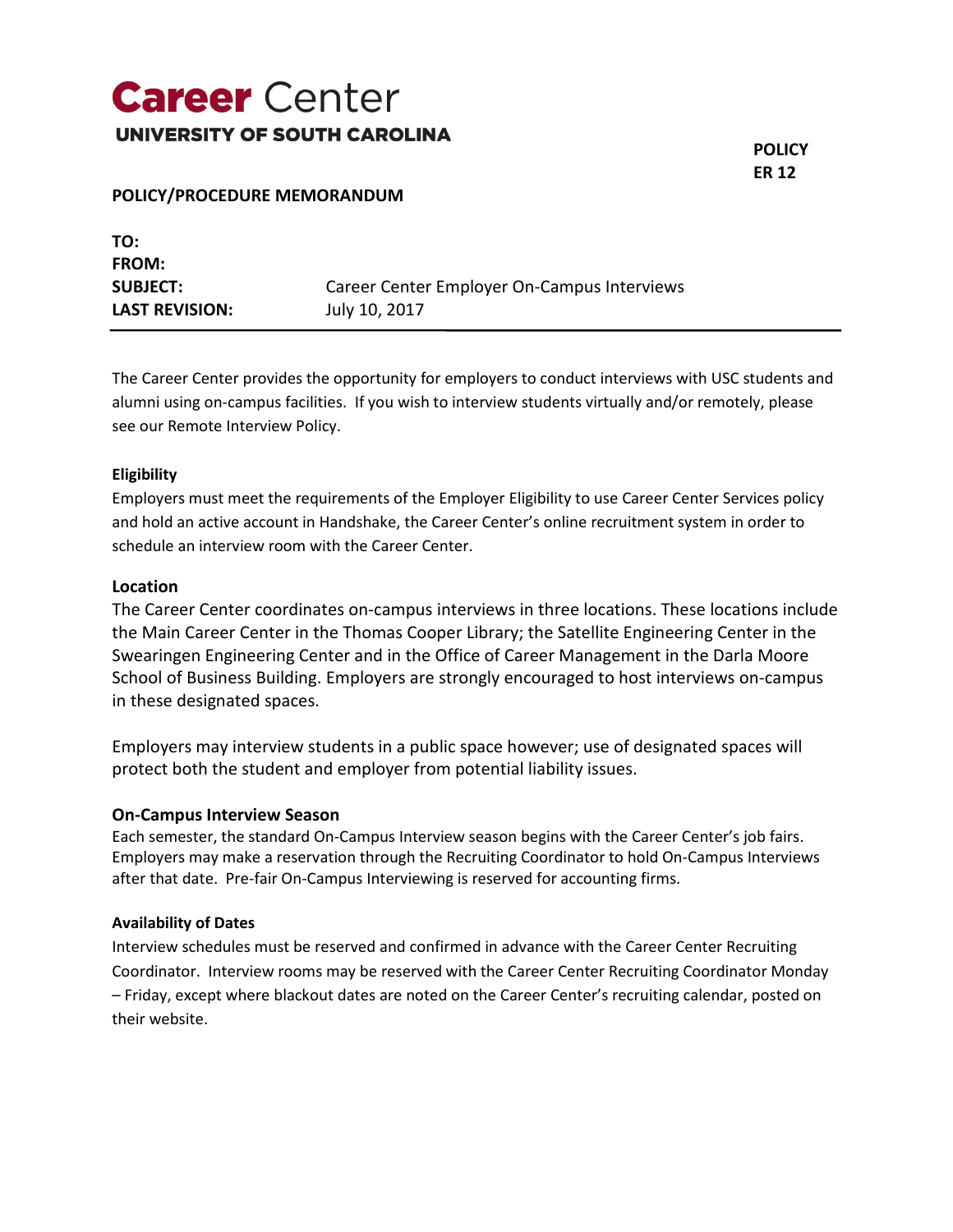# Career Center
## UNIVERSITY OF SOUTH CAROLINA

**POLICY**
**ER 12**

**POLICY/PROCEDURE MEMORANDUM**

| | |
|---|---|
| **TO:** | |
| **FROM:** | |
| **SUBJECT:** | Career Center Employer On-Campus Interviews |
| **LAST REVISION:** | July 10, 2017 |

The Career Center provides the opportunity for employers to conduct interviews with USC students and alumni using on-campus facilities. If you wish to interview students virtually and/or remotely, please see our Remote Interview Policy.

**Eligibility**

Employers must meet the requirements of the Employer Eligibility to use Career Center Services policy and hold an active account in Handshake, the Career Center's online recruitment system in order to schedule an interview room with the Career Center.

**Location**

The Career Center coordinates on-campus interviews in three locations. These locations include the Main Career Center in the Thomas Cooper Library; the Satellite Engineering Center in the Swearingen Engineering Center and in the Office of Career Management in the Darla Moore School of Business Building. Employers are strongly encouraged to host interviews on-campus in these designated spaces.

Employers may interview students in a public space however; use of designated spaces will protect both the student and employer from potential liability issues.

**On-Campus Interview Season**

Each semester, the standard On-Campus Interview season begins with the Career Center's job fairs. Employers may make a reservation through the Recruiting Coordinator to hold On-Campus Interviews after that date. Pre-fair On-Campus Interviewing is reserved for accounting firms.

**Availability of Dates**

Interview schedules must be reserved and confirmed in advance with the Career Center Recruiting Coordinator. Interview rooms may be reserved with the Career Center Recruiting Coordinator Monday – Friday, except where blackout dates are noted on the Career Center's recruiting calendar, posted on their website.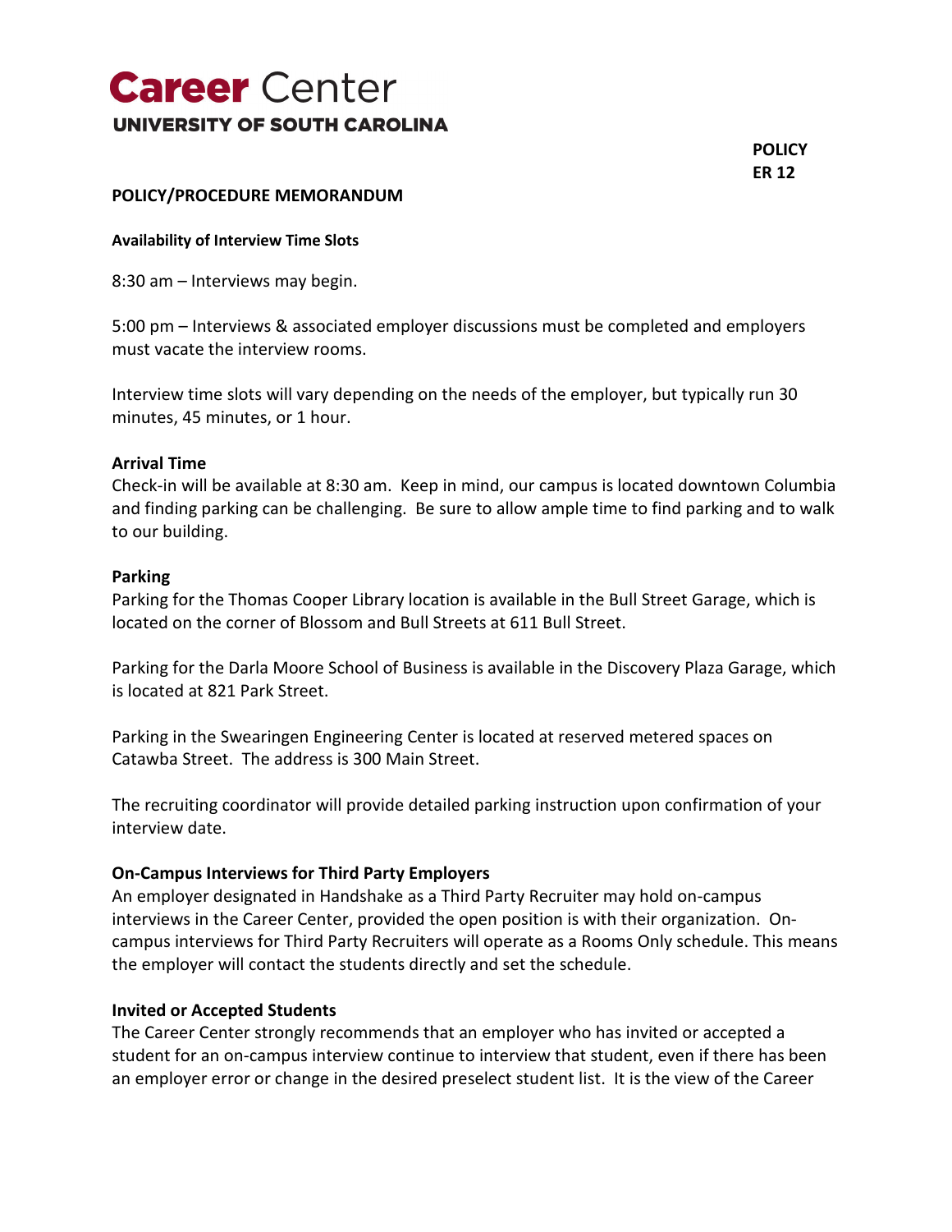# **Career** Center
**UNIVERSITY OF SOUTH CAROLINA**

**POLICY**
**ER 12**

**POLICY/PROCEDURE MEMORANDUM**

**Availability of Interview Time Slots**

8:30 am – Interviews may begin.

5:00 pm – Interviews & associated employer discussions must be completed and employers must vacate the interview rooms.

Interview time slots will vary depending on the needs of the employer, but typically run 30 minutes, 45 minutes, or 1 hour.

**Arrival Time**
Check-in will be available at 8:30 am. Keep in mind, our campus is located downtown Columbia and finding parking can be challenging. Be sure to allow ample time to find parking and to walk to our building.

**Parking**
Parking for the Thomas Cooper Library location is available in the Bull Street Garage, which is located on the corner of Blossom and Bull Streets at 611 Bull Street.

Parking for the Darla Moore School of Business is available in the Discovery Plaza Garage, which is located at 821 Park Street.

Parking in the Swearingen Engineering Center is located at reserved metered spaces on Catawba Street. The address is 300 Main Street.

The recruiting coordinator will provide detailed parking instruction upon confirmation of your interview date.

**On-Campus Interviews for Third Party Employers**
An employer designated in Handshake as a Third Party Recruiter may hold on-campus interviews in the Career Center, provided the open position is with their organization. On-campus interviews for Third Party Recruiters will operate as a Rooms Only schedule. This means the employer will contact the students directly and set the schedule.

**Invited or Accepted Students**
The Career Center strongly recommends that an employer who has invited or accepted a student for an on-campus interview continue to interview that student, even if there has been an employer error or change in the desired preselect student list. It is the view of the Career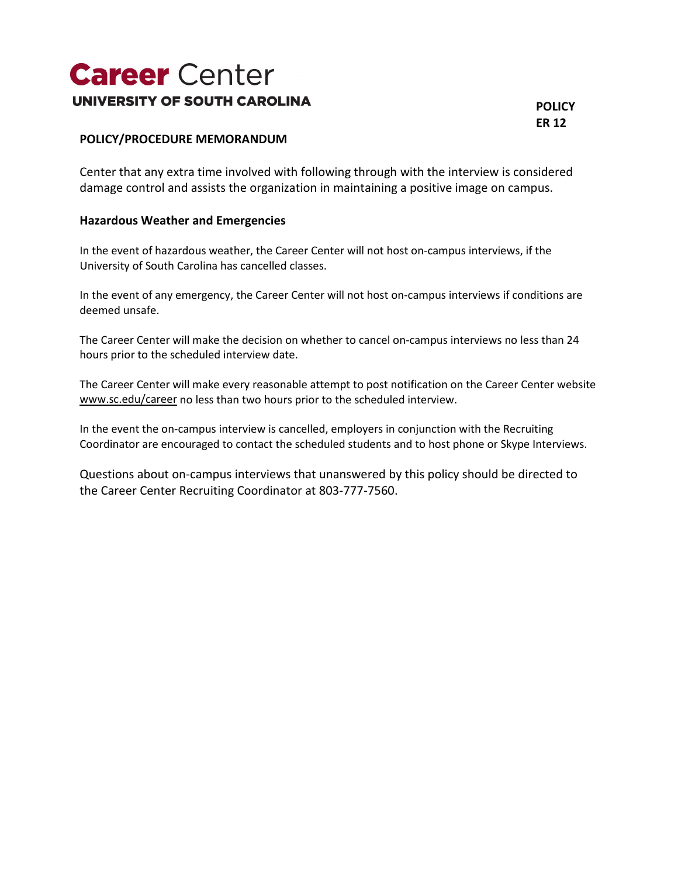POLICY
ER 12

**POLICY/PROCEDURE MEMORANDUM**

Center that any extra time involved with following through with the interview is considered damage control and assists the organization in maintaining a positive image on campus.

**Hazardous Weather and Emergencies**

In the event of hazardous weather, the Career Center will not host on-campus interviews, if the University of South Carolina has cancelled classes.

In the event of any emergency, the Career Center will not host on-campus interviews if conditions are deemed unsafe.

The Career Center will make the decision on whether to cancel on-campus interviews no less than 24 hours prior to the scheduled interview date.

The Career Center will make every reasonable attempt to post notification on the Career Center website www.sc.edu/career no less than two hours prior to the scheduled interview.

In the event the on-campus interview is cancelled, employers in conjunction with the Recruiting Coordinator are encouraged to contact the scheduled students and to host phone or Skype Interviews.

Questions about on-campus interviews that unanswered by this policy should be directed to the Career Center Recruiting Coordinator at 803-777-7560.